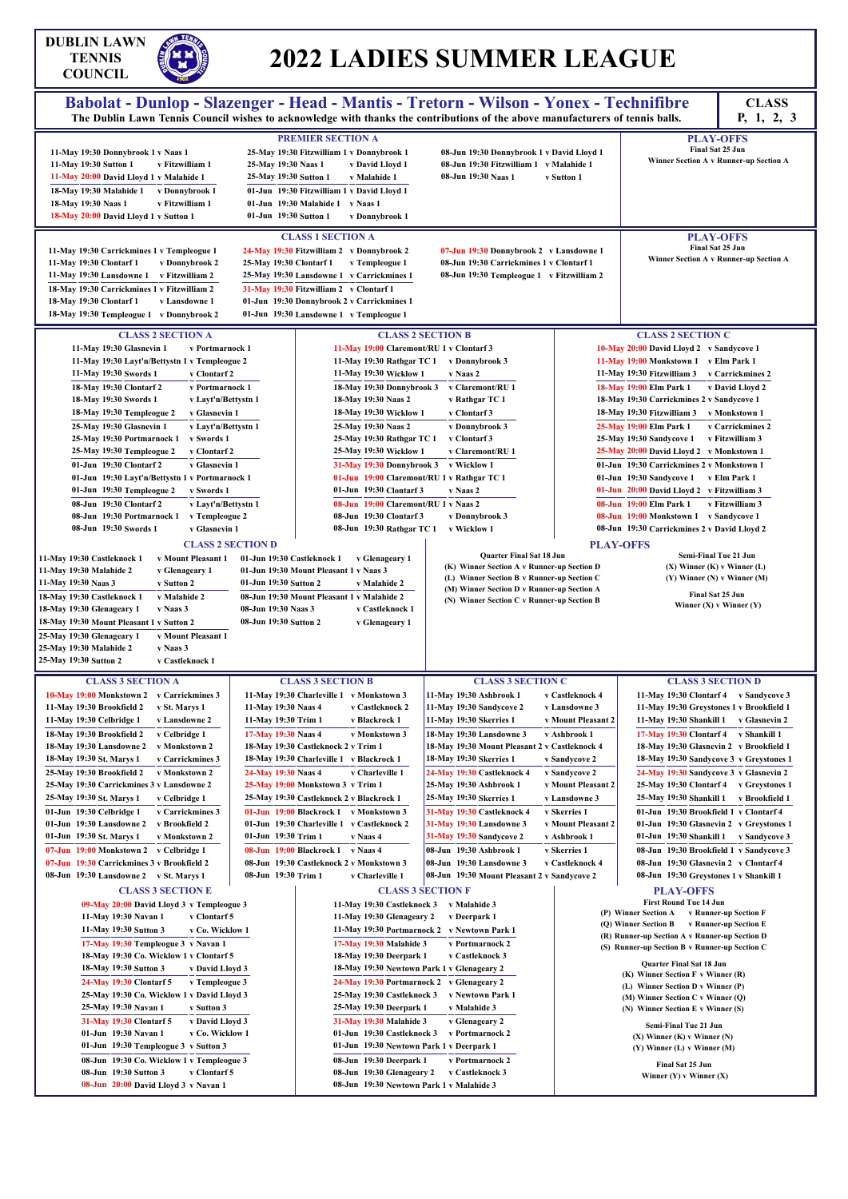# DUBLIN LAWN TENNIS COUNCIL

# 2022 LADIES SUMMER LEAGUE

**Babolat - Dunlop - Slazenger - Head - Mantis - Tretorn - Wilson - Yonex - Technifibre**

**The Dublin Lawn Tennis Council wishes to acknowledge with thanks the contributions of the above manufacturers of tennis balls.**

**CLASS P, 1, 2, 3**

## PREMIER SECTION A

- 11-May 19:30 Donnybrook 1 v Naas 1
- 11-May 19:30 Sutton 1 v Fitzwilliam 1
- 11-May 20:00 David Lloyd 1 v Malahide 1
- 18-May 19:30 Malahide 1 v Donnybrook 1
- 18-May 19:30 Naas 1 v Fitzwilliam 1
- 18-May 20:00 David Lloyd 1 v Sutton 1
- 25-May 19:30 Fitzwilliam 1 v Donnybrook 1
- 25-May 19:30 Naas 1 v David Lloyd 1
- 25-May 19:30 Sutton 1 v Malahide 1
- 01-Jun 19:30 Fitzwilliam 1 v David Lloyd 1
- 01-Jun 19:30 Malahide 1 v Naas 1
- 01-Jun 19:30 Sutton 1 v Donnybrook 1
- 08-Jun 19:30 Donnybrook 1 v David Lloyd 1
- 08-Jun 19:30 Fitzwilliam 1 v Malahide 1
- 08-Jun 19:30 Naas 1 v Sutton 1

**PLAY-OFFS**
Final Sat 25 Jun
Winner Section A v Runner-up Section A

## CLASS 1 SECTION A

- 11-May 19:30 Carrickmines 1 v Templeogue 1
- 11-May 19:30 Clontarf 1 v Donnybrook 2
- 11-May 19:30 Lansdowne 1 v Fitzwilliam 2
- 18-May 19:30 Carrickmines 1 v Fitzwilliam 2
- 18-May 19:30 Clontarf 1 v Lansdowne 1
- 18-May 19:30 Templeogue 1 v Donnybrook 2
- 24-May 19:30 Fitzwilliam 2 v Donnybrook 2
- 25-May 19:30 Clontarf 1 v Templeogue 1
- 25-May 19:30 Lansdowne 1 v Carrickmines 1
- 31-May 19:30 Fitzwilliam 2 v Clontarf 1
- 01-Jun 19:30 Donnybrook 2 v Carrickmines 1
- 01-Jun 19:30 Lansdowne 1 v Templeogue 1
- 07-Jun 19:30 Donnybrook 2 v Lansdowne 1
- 08-Jun 19:30 Carrickmines 1 v Clontarf 1
- 08-Jun 19:30 Templeogue 1 v Fitzwilliam 2

**PLAY-OFFS**
Final Sat 25 Jun
Winner Section A v Runner-up Section A

## CLASS 2 SECTION A

- 11-May 19:30 Glasnevin 1 v Portmarnock 1
- 11-May 19:30 Layt'n/Bettystn 1 v Templeogue 2
- 11-May 19:30 Swords 1 v Clontarf 2
- 18-May 19:30 Clontarf 2 v Portmarnock 1
- 18-May 19:30 Swords 1 v Layt'n/Bettystn 1
- 18-May 19:30 Templeogue 2 v Glasnevin 1
- 25-May 19:30 Glasnevin 1 v Layt'n/Bettystn 1
- 25-May 19:30 Portmarnock 1 v Swords 1
- 25-May 19:30 Templeogue 2 v Clontarf 2
- 01-Jun 19:30 Clontarf 2 v Glasnevin 1
- 01-Jun 19:30 Layt'n/Bettystn 1 v Portmarnock 1
- 01-Jun 19:30 Templeogue 2 v Swords 1
- 08-Jun 19:30 Clontarf 2 v Layt'n/Bettystn 1
- 08-Jun 19:30 Portmarnock 1 v Templeogue 2
- 08-Jun 19:30 Swords 1 v Glasnevin 1

## CLASS 2 SECTION B

- 11-May 19:00 Claremont/RU 1 v Clontarf 3
- 11-May 19:30 Rathgar TC 1 v Donnybrook 3
- 11-May 19:30 Wicklow 1 v Naas 2
- 18-May 19:30 Donnybrook 3 v Claremont/RU 1
- 18-May 19:30 Naas 2 v Rathgar TC 1
- 18-May 19:30 Wicklow 1 v Clontarf 3
- 25-May 19:30 Naas 2 v Donnybrook 3
- 25-May 19:30 Rathgar TC 1 v Clontarf 3
- 25-May 19:30 Wicklow 1 v Claremont/RU 1
- 31-May 19:30 Donnybrook 3 v Wicklow 1
- 01-Jun 19:00 Claremont/RU 1 v Rathgar TC 1
- 01-Jun 19:30 Clontarf 3 v Naas 2
- 08-Jun 19:00 Claremont/RU 1 v Naas 2
- 08-Jun 19:30 Clontarf 3 v Donnybrook 3
- 08-Jun 19:30 Rathgar TC 1 v Wicklow 1

## CLASS 2 SECTION C

- 10-May 20:00 David Lloyd 2 v Sandycove 1
- 11-May 19:00 Monkstown 1 v Elm Park 1
- 11-May 19:30 Fitzwilliam 3 v Carrickmines 2
- 18-May 19:00 Elm Park 1 v David Lloyd 2
- 18-May 19:30 Carrickmines 2 v Sandycove 1
- 18-May 19:30 Fitzwilliam 3 v Monkstown 1
- 25-May 19:00 Elm Park 1 v Carrickmines 2
- 25-May 19:30 Sandycove 1 v Fitzwilliam 3
- 25-May 20:00 David Lloyd 2 v Monkstown 1
- 01-Jun 19:30 Carrickmines 2 v Monkstown 1
- 01-Jun 19:30 Sandycove 1 v Elm Park 1
- 01-Jun 20:00 David Lloyd 2 v Fitzwilliam 3
- 08-Jun 19:00 Elm Park 1 v Fitzwilliam 3
- 08-Jun 19:00 Monkstown 1 v Sandycove 1
- 08-Jun 19:30 Carrickmines 2 v David Lloyd 2

## CLASS 2 SECTION D

- 11-May 19:30 Castleknock 1 v Mount Pleasant 1
- 11-May 19:30 Malahide 2 v Glenageary 1
- 11-May 19:30 Naas 3 v Sutton 2
- 18-May 19:30 Castleknock 1 v Malahide 2
- 18-May 19:30 Glenageary 1 v Naas 3
- 18-May 19:30 Mount Pleasant 1 v Sutton 2
- 25-May 19:30 Glenageary 1 v Mount Pleasant 1
- 25-May 19:30 Malahide 2 v Naas 3
- 25-May 19:30 Sutton 2 v Castleknock 1
- 01-Jun 19:30 Castleknock 1 v Glenageary 1
- 01-Jun 19:30 Mount Pleasant 1 v Naas 3
- 01-Jun 19:30 Sutton 2 v Malahide 2
- 08-Jun 19:30 Mount Pleasant 1 v Malahide 2
- 08-Jun 19:30 Naas 3 v Castleknock 1
- 08-Jun 19:30 Sutton 2 v Glenageary 1

**PLAY-OFFS**

Quarter Final Sat 18 Jun
- (K) Winner Section A v Runner-up Section D
- (L) Winner Section B v Runner-up Section C
- (M) Winner Section D v Runner-up Section A
- (N) Winner Section C v Runner-up Section B

Semi-Final Tue 21 Jun
- (X) Winner (K) v Winner (L)
- (Y) Winner (N) v Winner (M)

Final Sat 25 Jun
- Winner (X) v Winner (Y)

## CLASS 3 SECTION A

- 10-May 19:00 Monkstown 2 v Carrickmines 2
- 11-May 19:30 Brookfield 2 v St. Marys 1
- 11-May 19:30 Celbridge 1 v Lansdowne 2
- 18-May 19:30 Brookfield 2 v Celbridge 1
- 18-May 19:30 Lansdowne 2 v Monkstown 2
- 18-May 19:30 St. Marys 1 v Carrickmines 3
- 25-May 19:30 Brookfield 2 v Monkstown 2
- 25-May 19:30 Carrickmines 3 v Lansdowne 2
- 25-May 19:30 St. Marys 1 v Celbridge 1
- 01-Jun 19:30 Celbridge 1 v Carrickmines 3
- 01-Jun 19:30 Lansdowne 2 v Brookfield 2
- 01-Jun 19:30 St. Marys 1 v Monkstown 2
- 07-Jun 19:00 Monkstown 2 v Celbridge 1
- 07-Jun 19:30 Carrickmines 3 v Brookfield 2
- 08-Jun 19:30 Lansdowne 2 v St. Marys 1

## CLASS 3 SECTION B

- 11-May 19:30 Charleville 1 v Monkstown 3
- 11-May 19:30 Naas 4 v Castleknock 2
- 11-May 19:30 Trim 1 v Blackrock 1
- 17-May 19:30 Naas 4 v Monkstown 3
- 18-May 19:30 Castleknock 2 v Trim 1
- 18-May 19:30 Charleville 1 v Blackrock 1
- 24-May 19:30 Naas 4 v Charleville 1
- 25-May 19:00 Monkstown 3 v Trim 1
- 25-May 19:30 Castleknock 2 v Blackrock 1
- 01-Jun 19:00 Blackrock 1 v Monkstown 3
- 01-Jun 19:30 Charleville 1 v Castleknock 2
- 01-Jun 19:30 Trim 1 v Naas 4
- 08-Jun 19:00 Blackrock 1 v Naas 4
- 08-Jun 19:30 Castleknock 2 v Monkstown 3
- 08-Jun 19:30 Trim 1 v Charleville 1

## CLASS 3 SECTION C

- 11-May 19:30 Ashbrook 1 v Castleknock 4
- 11-May 19:30 Sandycove 2 v Lansdowne 3
- 11-May 19:30 Skerries 1 v Mount Pleasant 2
- 18-May 19:30 Lansdowne 3 v Ashbrook 1
- 18-May 19:30 Mount Pleasant 2 v Castleknock 4
- 18-May 19:30 Skerries 1 v Sandycove 2
- 24-May 19:30 Castleknock 4 v Sandycove 2
- 25-May 19:30 Ashbrook 1 v Mount Pleasant 2
- 25-May 19:30 Skerries 1 v Lansdowne 3
- 31-May 19:30 Castleknock 4 v Skerries 1
- 31-May 19:30 Lansdowne 3 v Mount Pleasant 2
- 31-May 19:30 Sandycove 2 v Ashbrook 1
- 08-Jun 19:30 Ashbrook 1 v Skerries 1
- 08-Jun 19:30 Lansdowne 3 v Castleknock 4
- 08-Jun 19:30 Mount Pleasant 2 v Sandycove 2

## CLASS 3 SECTION D

- 11-May 19:30 Clontarf 4 v Sandycove 3
- 11-May 19:30 Greystones 1 v Brookfield 1
- 11-May 19:30 Shankill 1 v Glasnevin 2
- 17-May 19:30 Clontarf 4 v Shankill 1
- 18-May 19:30 Glasnevin 2 v Brookfield 1
- 18-May 19:30 Sandycove 3 v Greystones 1
- 24-May 19:30 Sandycove 3 v Glasnevin 2
- 25-May 19:30 Clontarf 4 v Greystones 1
- 25-May 19:30 Shankill 1 v Brookfield 1
- 01-Jun 19:30 Brookfield 1 v Clontarf 4
- 01-Jun 19:30 Glasnevin 2 v Greystones 1
- 01-Jun 19:30 Shankill 1 v Sandycove 3
- 08-Jun 19:30 Brookfield 1 v Sandycove 3
- 08-Jun 19:30 Glasnevin 2 v Clontarf 4
- 08-Jun 19:30 Greystones 1 v Shankill 1

## CLASS 3 SECTION E

- 09-May 20:00 David Lloyd 3 v Templeogue 3
- 11-May 19:30 Navan 1 v Clontarf 5
- 11-May 19:30 Sutton 3 v Co. Wicklow 1
- 17-May 19:30 Templeogue 3 v Navan 1
- 18-May 19:30 Co. Wicklow 1 v Clontarf 5
- 18-May 19:30 Sutton 3 v David Lloyd 3
- 24-May 19:30 Clontarf 5 v Templeogue 3
- 25-May 19:30 Co. Wicklow 1 v David Lloyd 3
- 25-May 19:30 Navan 1 v Sutton 3
- 31-May 19:30 Clontarf 5 v David Lloyd 3
- 01-Jun 19:30 Navan 1 v Co. Wicklow 1
- 01-Jun 19:30 Templeogue 3 v Sutton 3
- 08-Jun 19:30 Co. Wicklow 1 v Templeogue 3
- 08-Jun 19:30 Sutton 3 v Clontarf 5
- 08-Jun 20:00 David Lloyd 3 v Navan 1

## CLASS 3 SECTION F

- 11-May 19:30 Castleknock 3 v Malahide 3
- 11-May 19:30 Glenageary 2 v Deerpark 1
- 11-May 19:30 Portmarnock 2 v Newtown Park 1
- 17-May 19:30 Malahide 3 v Portmarnock 2
- 18-May 19:30 Deerpark 1 v Castleknock 3
- 18-May 19:30 Newtown Park 1 v Glenageary 2
- 24-May 19:30 Portmarnock 2 v Glenageary 2
- 25-May 19:30 Castleknock 3 v Newtown Park 1
- 25-May 19:30 Deerpark 1 v Malahide 3
- 31-May 19:30 Malahide 3 v Glenageary 2
- 01-Jun 19:30 Castleknock 3 v Portmarnock 2
- 01-Jun 19:30 Newtown Park 1 v Deerpark 1
- 08-Jun 19:30 Deerpark 1 v Portmarnock 2
- 08-Jun 19:30 Glenageary 2 v Castleknock 3
- 08-Jun 19:30 Newtown Park 1 v Malahide 3

**PLAY-OFFS**

First Round Tue 14 Jun
- (P) Winner Section A v Runner-up Section F
- (Q) Winner Section B v Runner-up Section E
- (R) Runner-up Section A v Runner-up Section D
- (S) Runner-up Section B v Runner-up Section C

Quarter Final Sat 18 Jun
- (K) Winner Section F v Winner (R)
- (L) Winner Section D v Winner (P)
- (M) Winner Section C v Winner (Q)
- (N) Winner Section E v Winner (S)

Semi-Final Tue 21 Jun
- (X) Winner (K) v Winner (N)
- (Y) Winner (L) v Winner (M)

Final Sat 25 Jun
- Winner (Y) v Winner (X)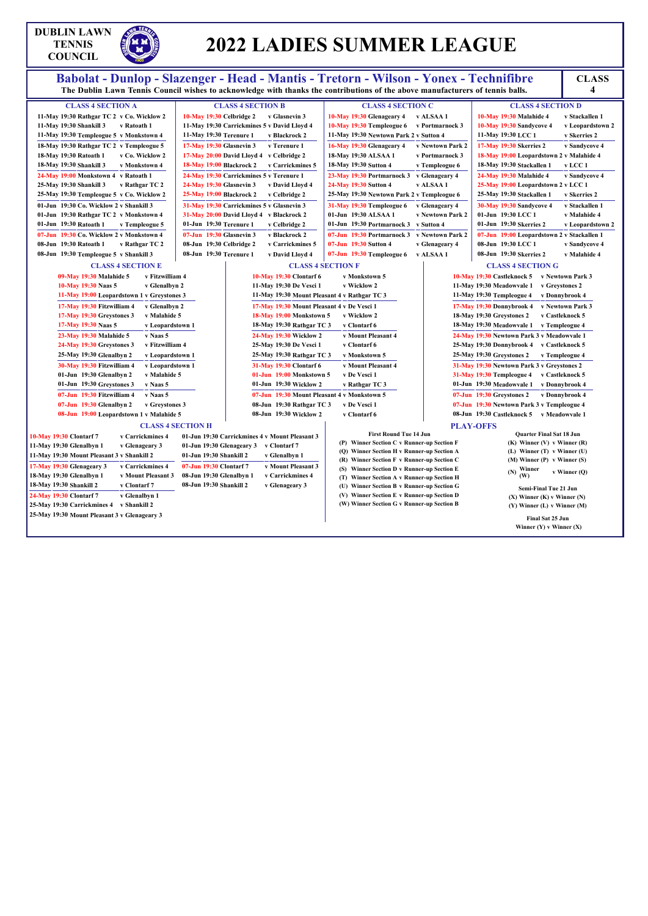# DUBLIN LAWN TENNIS COUNCIL

# 2022 LADIES SUMMER LEAGUE

**Babolat - Dunlop - Slazenger - Head - Mantis - Tretorn - Wilson - Yonex - Technifibre**

The Dublin Lawn Tennis Council wishes to acknowledge with thanks the contributions of the above manufacturers of tennis balls.

**CLASS 4**

### CLASS 4 SECTION A

| Date | Time | Home | Away |
|---|---|---|---|
| 11-May | 19:30 | Rathgar TC 2 | v Co. Wicklow 2 |
| 11-May | 19:30 | Shankill 3 | v Ratoath 1 |
| 11-May | 19:30 | Templeogue 5 | v Monkstown 4 |
| 18-May | 19:30 | Rathgar TC 2 | v Templeogue 5 |
| 18-May | 19:30 | Ratoath 1 | v Co. Wicklow 2 |
| 18-May | 19:30 | Shankill 3 | v Monkstown 4 |
| 24-May | 19:00 | Monkstown 4 | v Ratoath 1 |
| 25-May | 19:30 | Shankill 3 | v Rathgar TC 2 |
| 25-May | 19:30 | Templeogue 5 | v Co. Wicklow 2 |
| 01-Jun | 19:30 | Co. Wicklow 2 | v Shankill 3 |
| 01-Jun | 19:30 | Rathgar TC 2 | v Monkstown 4 |
| 01-Jun | 19:30 | Ratoath 1 | v Templeogue 5 |
| 07-Jun | 19:30 | Co. Wicklow 2 | v Monkstown 4 |
| 08-Jun | 19:30 | Ratoath 1 | v Rathgar TC 2 |
| 08-Jun | 19:30 | Templeogue 5 | v Shankill 3 |

### CLASS 4 SECTION B

| Date | Time | Home | Away |
|---|---|---|---|
| 10-May | 19:30 | Celbridge 2 | v Glasnevin 3 |
| 11-May | 19:30 | Carrickmines 5 | v David Lloyd 4 |
| 11-May | 19:30 | Terenure 1 | v Blackrock 2 |
| 17-May | 19:30 | Glasnevin 3 | v Terenure 1 |
| 17-May | 20:00 | David Lloyd 4 | v Celbridge 2 |
| 18-May | 19:00 | Blackrock 2 | v Carrickmines 5 |
| 24-May | 19:30 | Carrickmines 5 | v Terenure 1 |
| 24-May | 19:30 | Glasnevin 3 | v David Lloyd 4 |
| 25-May | 19:00 | Blackrock 2 | v Celbridge 2 |
| 31-May | 19:30 | Carrickmines 5 | v Glasnevin 3 |
| 31-May | 20:00 | David Lloyd 4 | v Blackrock 2 |
| 01-Jun | 19:30 | Terenure 1 | v Celbridge 2 |
| 07-Jun | 19:30 | Glasnevin 3 | v Blackrock 2 |
| 08-Jun | 19:30 | Celbridge 2 | v Carrickmines 5 |
| 08-Jun | 19:30 | Terenure 1 | v David Lloyd 4 |

### CLASS 4 SECTION C

| Date | Time | Home | Away |
|---|---|---|---|
| 10-May | 19:30 | Glenageary 4 | v ALSAA 1 |
| 10-May | 19:30 | Templeogue 6 | v Portmarnock 3 |
| 11-May | 19:30 | Newtown Park 2 | v Sutton 4 |
| 16-May | 19:30 | Glenageary 4 | v Newtown Park 2 |
| 18-May | 19:30 | ALSAA 1 | v Portmarnock 3 |
| 18-May | 19:30 | Sutton 4 | v Templeogue 6 |
| 23-May | 19:30 | Portmarnock 3 | v Glenageary 4 |
| 24-May | 19:30 | Sutton 4 | v ALSAA 1 |
| 25-May | 19:30 | Newtown Park 2 | v Templeogue 6 |
| 31-May | 19:30 | Templeogue 6 | v Glenageary 4 |
| 01-Jun | 19:30 | ALSAA 1 | v Newtown Park 2 |
| 01-Jun | 19:30 | Portmarnock 3 | v Sutton 4 |
| 07-Jun | 19:30 | Portmarnock 3 | v Newtown Park 2 |
| 07-Jun | 19:30 | Sutton 4 | v Glenageary 4 |
| 07-Jun | 19:30 | Templeogue 6 | v ALSAA 1 |

### CLASS 4 SECTION D

| Date | Time | Home | Away |
|---|---|---|---|
| 10-May | 19:30 | Malahide 4 | v Stackallen 1 |
| 10-May | 19:30 | Sandycove 4 | v Leopardstown 2 |
| 11-May | 19:30 | LCC 1 | v Skerries 2 |
| 17-May | 19:30 | Skerries 2 | v Sandycove 4 |
| 18-May | 19:00 | Leopardstown 2 | v Malahide 4 |
| 18-May | 19:30 | Stackallen 1 | v LCC 1 |
| 24-May | 19:30 | Malahide 4 | v Sandycove 4 |
| 25-May | 19:00 | Leopardstown 2 | v LCC 1 |
| 25-May | 19:30 | Stackallen 1 | v Skerries 2 |
| 30-May | 19:30 | Sandycove 4 | v Stackallen 1 |
| 01-Jun | 19:30 | LCC 1 | v Malahide 4 |
| 01-Jun | 19:30 | Skerries 2 | v Leopardstown 2 |
| 07-Jun | 19:00 | Leopardstown 2 | v Stackallen 1 |
| 08-Jun | 19:30 | LCC 1 | v Sandycove 4 |
| 08-Jun | 19:30 | Skerries 2 | v Malahide 4 |

### CLASS 4 SECTION E

| Date | Time | Home | Away |
|---|---|---|---|
| 09-May | 19:30 | Malahide 5 | v Fitzwilliam 4 |
| 10-May | 19:30 | Naas 5 | v Glenalbyn 2 |
| 11-May | 19:00 | Leopardstown 1 | v Greystones 3 |
| 17-May | 19:30 | Fitzwilliam 4 | v Glenalbyn 2 |
| 17-May | 19:30 | Greystones 3 | v Malahide 5 |
| 17-May | 19:30 | Naas 5 | v Leopardstown 1 |
| 23-May | 19:30 | Malahide 5 | v Naas 5 |
| 24-May | 19:30 | Greystones 3 | v Fitzwilliam 4 |
| 25-May | 19:30 | Glenalbyn 2 | v Leopardstown 1 |
| 30-May | 19:30 | Fitzwilliam 4 | v Leopardstown 1 |
| 01-Jun | 19:30 | Glenalbyn 2 | v Malahide 5 |
| 01-Jun | 19:30 | Greystones 3 | v Naas 5 |
| 07-Jun | 19:30 | Fitzwilliam 4 | v Naas 5 |
| 07-Jun | 19:30 | Glenalbyn 2 | v Greystones 3 |
| 08-Jun | 19:00 | Leopardstown 1 | v Malahide 5 |

### CLASS 4 SECTION F

| Date | Time | Home | Away |
|---|---|---|---|
| 10-May | 19:30 | Clontarf 6 | v Monkstown 5 |
| 11-May | 19:30 | De Vesci 1 | v Wicklow 2 |
| 11-May | 19:30 | Mount Pleasant 4 | v Rathgar TC 3 |
| 17-May | 19:30 | Mount Pleasant 4 | v De Vesci 1 |
| 18-May | 19:00 | Monkstown 5 | v Wicklow 2 |
| 18-May | 19:30 | Rathgar TC 3 | v Clontarf 6 |
| 24-May | 19:30 | Wicklow 2 | v Mount Pleasant 4 |
| 25-May | 19:30 | De Vesci 1 | v Clontarf 6 |
| 25-May | 19:30 | Rathgar TC 3 | v Monkstown 5 |
| 31-May | 19:30 | Clontarf 6 | v Mount Pleasant 4 |
| 01-Jun | 19:00 | Monkstown 5 | v De Vesci 1 |
| 01-Jun | 19:30 | Wicklow 2 | v Rathgar TC 3 |
| 07-Jun | 19:30 | Mount Pleasant 4 | v Monkstown 5 |
| 08-Jun | 19:30 | Rathgar TC 3 | v De Vesci 1 |
| 08-Jun | 19:30 | Wicklow 2 | v Clontarf 6 |

### CLASS 4 SECTION G

| Date | Time | Home | Away |
|---|---|---|---|
| 10-May | 19:30 | Castleknock 5 | v Newtown Park 3 |
| 11-May | 19:30 | Meadowvale 1 | v Greystones 2 |
| 11-May | 19:30 | Templeogue 4 | v Donnybrook 4 |
| 17-May | 19:30 | Donnybrook 4 | v Newtown Park 3 |
| 18-May | 19:30 | Greystones 2 | v Castleknock 5 |
| 18-May | 19:30 | Meadowvale 1 | v Templeogue 4 |
| 24-May | 19:30 | Newtown Park 3 | v Meadowvale 1 |
| 25-May | 19:30 | Donnybrook 4 | v Castleknock 5 |
| 25-May | 19:30 | Greystones 2 | v Templeogue 4 |
| 31-May | 19:30 | Newtown Park 3 | v Greystones 2 |
| 31-May | 19:30 | Templeogue 4 | v Castleknock 5 |
| 01-Jun | 19:30 | Meadowvale 1 | v Donnybrook 4 |
| 07-Jun | 19:30 | Greystones 2 | v Donnybrook 4 |
| 07-Jun | 19:30 | Newtown Park 3 | v Templeogue 4 |
| 08-Jun | 19:30 | Castleknock 5 | v Meadowvale 1 |

### CLASS 4 SECTION H

| Date | Time | Home | Away |
|---|---|---|---|
| 10-May | 19:30 | Clontarf 7 | v Carrickmines 4 |
| 11-May | 19:30 | Glenalbyn 1 | v Glenageary 3 |
| 11-May | 19:30 | Mount Pleasant 3 | v Shankill 2 |
| 17-May | 19:30 | Glenageary 3 | v Carrickmines 4 |
| 18-May | 19:30 | Glenalbyn 1 | v Mount Pleasant 3 |
| 18-May | 19:30 | Shankill 2 | v Clontarf 7 |
| 24-May | 19:30 | Clontarf 7 | v Glenalbyn 1 |
| 25-May | 19:30 | Carrickmines 4 | v Shankill 2 |
| 25-May | 19:30 | Mount Pleasant 3 | v Glenageary 3 |
| 01-Jun | 19:30 | Carrickmines 4 | v Mount Pleasant 3 |
| 01-Jun | 19:30 | Glenageary 3 | v Clontarf 7 |
| 01-Jun | 19:30 | Shankill 2 | v Glenalbyn 1 |
| 07-Jun | 19:30 | Clontarf 7 | v Mount Pleasant 3 |
| 08-Jun | 19:30 | Glenalbyn 1 | v Carrickmines 4 |
| 08-Jun | 19:30 | Shankill 2 | v Glenageary 3 |

### PLAY-OFFS

**First Round Tue 14 Jun**

- (P) Winner Section C v Runner-up Section F
- (Q) Winner Section H v Runner-up Section A
- (R) Winner Section F v Runner-up Section C
- (S) Winner Section D v Runner-up Section E
- (T) Winner Section A v Runner-up Section H
- (U) Winner Section B v Runner-up Section G
- (V) Winner Section E v Runner-up Section D
- (W) Winner Section G v Runner-up Section B

**Quarter Final Sat 18 Jun**

- (K) Winner (V) v Winner (R)
- (L) Winner (T) v Winner (U)
- (M) Winner (P) v Winner (S)
- (N) Winner (W) v Winner (Q)

**Semi-Final Tue 21 Jun**

- (X) Winner (K) v Winner (N)
- (Y) Winner (L) v Winner (M)

**Final Sat 25 Jun**

Winner (Y) v Winner (X)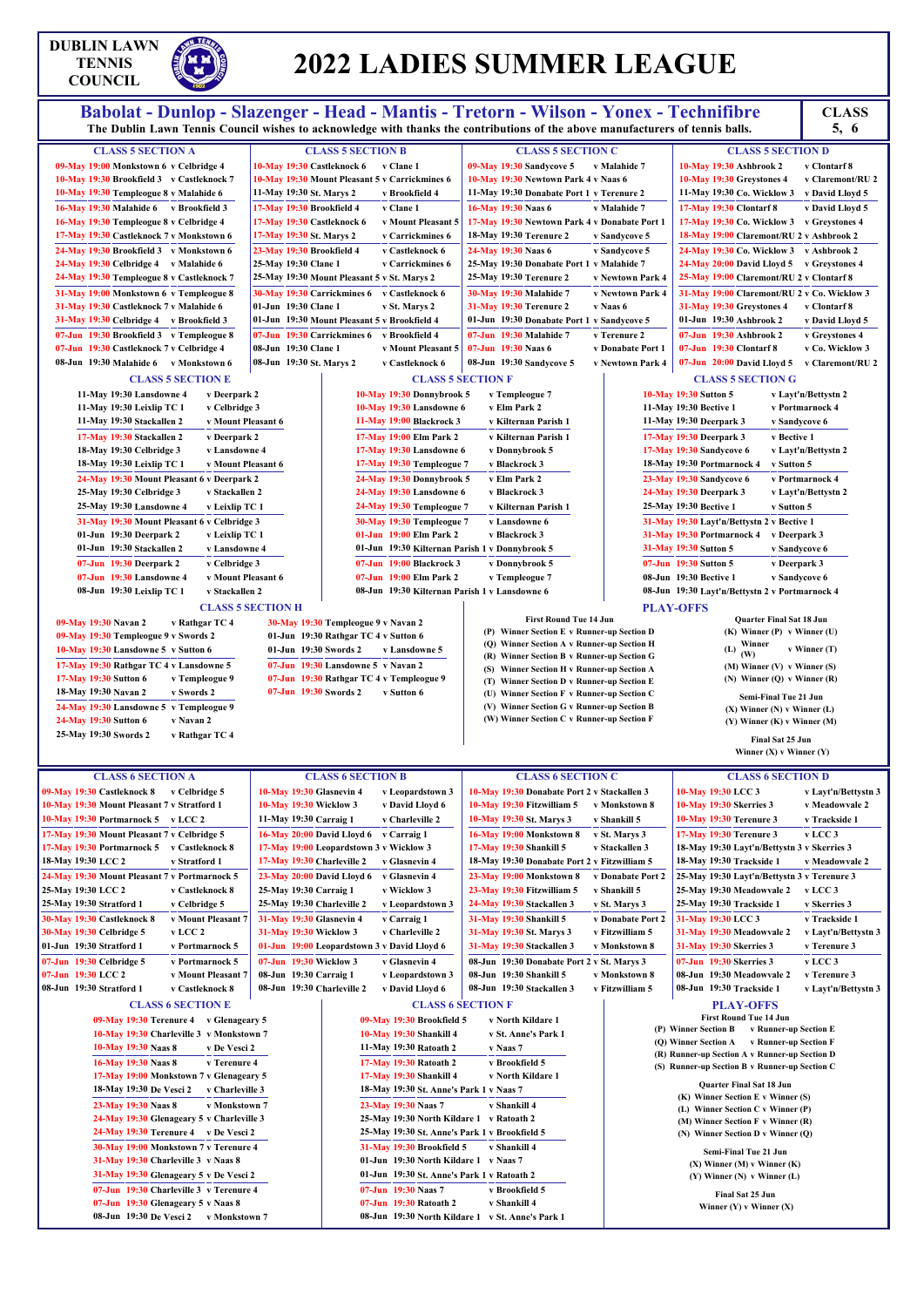DUBLIN LAWN TENNIS COUNCIL

# 2022 LADIES SUMMER LEAGUE

**Babolat - Dunlop - Slazenger - Head - Mantis - Tretorn - Wilson - Yonex - Technifibre**

The Dublin Lawn Tennis Council wishes to acknowledge with thanks the contributions of the above manufacturers of tennis balls.

**CLASS 5, 6**

## CLASS 5 SECTION A

| Date | Time | Home | | Away |
|---|---|---|---|---|
| 09-May | 19:00 | Monkstown 6 | v | Celbridge 4 |
| 10-May | 19:30 | Brookfield 3 | v | Castleknock 7 |
| 10-May | 19:30 | Templeogue 8 | v | Malahide 6 |
| 16-May | 19:30 | Malahide 6 | v | Brookfield 3 |
| 16-May | 19:30 | Templeogue 8 | v | Celbridge 4 |
| 17-May | 19:30 | Castleknock 7 | v | Monkstown 6 |
| 24-May | 19:30 | Brookfield 3 | v | Monkstown 6 |
| 24-May | 19:30 | Celbridge 4 | v | Malahide 6 |
| 24-May | 19:30 | Templeogue 8 | v | Castleknock 7 |
| 31-May | 19:00 | Monkstown 6 | v | Templeogue 8 |
| 31-May | 19:30 | Castleknock 7 | v | Malahide 6 |
| 31-May | 19:30 | Celbridge 4 | v | Brookfield 3 |
| 07-Jun | 19:30 | Brookfield 3 | v | Templeogue 8 |
| 07-Jun | 19:30 | Castleknock 7 | v | Celbridge 4 |
| 08-Jun | 19:30 | Malahide 6 | v | Monkstown 6 |

## CLASS 5 SECTION B

| Date | Time | Home | | Away |
|---|---|---|---|---|
| 10-May | 19:30 | Castleknock 6 | v | Clane 1 |
| 10-May | 19:30 | Mount Pleasant 5 | v | Carrickmines 6 |
| 11-May | 19:30 | St. Marys 2 | v | Brookfield 4 |
| 17-May | 19:30 | Brookfield 4 | v | Clane 1 |
| 17-May | 19:30 | Castleknock 6 | v | Mount Pleasant 5 |
| 17-May | 19:30 | St. Marys 2 | v | Carrickmines 6 |
| 23-May | 19:30 | Brookfield 4 | v | Castleknock 6 |
| 25-May | 19:30 | Clane 1 | v | Carrickmines 6 |
| 25-May | 19:30 | Mount Pleasant 5 | v | St. Marys 2 |
| 30-May | 19:30 | Carrickmines 6 | v | Castleknock 6 |
| 01-Jun | 19:30 | Clane 1 | v | St. Marys 2 |
| 01-Jun | 19:30 | Mount Pleasant 5 | v | Brookfield 4 |
| 07-Jun | 19:30 | Carrickmines 6 | v | Brookfield 4 |
| 08-Jun | 19:30 | Clane 1 | v | Mount Pleasant 5 |
| 08-Jun | 19:30 | St. Marys 2 | v | Castleknock 6 |

## CLASS 5 SECTION C

| Date | Time | Home | | Away |
|---|---|---|---|---|
| 09-May | 19:30 | Sandycove 5 | v | Malahide 7 |
| 10-May | 19:30 | Newtown Park 4 | v | Naas 6 |
| 11-May | 19:30 | Donabate Port 1 | v | Terenure 2 |
| 16-May | 19:30 | Naas 6 | v | Malahide 7 |
| 17-May | 19:30 | Newtown Park 4 | v | Donabate Port 1 |
| 18-May | 19:30 | Terenure 2 | v | Sandycove 5 |
| 24-May | 19:30 | Naas 6 | v | Sandycove 5 |
| 25-May | 19:30 | Donabate Port 1 | v | Malahide 7 |
| 25-May | 19:30 | Terenure 2 | v | Newtown Park 4 |
| 30-May | 19:30 | Malahide 7 | v | Newtown Park 4 |
| 31-May | 19:30 | Terenure 2 | v | Naas 6 |
| 01-Jun | 19:30 | Donabate Port 1 | v | Sandycove 5 |
| 07-Jun | 19:30 | Malahide 7 | v | Terenure 2 |
| 07-Jun | 19:30 | Naas 6 | v | Donabate Port 1 |
| 08-Jun | 19:30 | Sandycove 5 | v | Newtown Park 4 |

## CLASS 5 SECTION D

| Date | Time | Home | | Away |
|---|---|---|---|---|
| 10-May | 19:30 | Ashbrook 2 | v | Clontarf 8 |
| 10-May | 19:30 | Greystones 4 | v | Claremont/RU 2 |
| 11-May | 19:30 | Co. Wicklow 3 | v | David Lloyd 5 |
| 17-May | 19:30 | Clontarf 8 | v | David Lloyd 5 |
| 17-May | 19:30 | Co. Wicklow 3 | v | Greystones 4 |
| 18-May | 19:00 | Claremont/RU 2 | v | Ashbrook 2 |
| 24-May | 19:30 | Co. Wicklow 3 | v | Ashbrook 2 |
| 24-May | 20:00 | David Lloyd 5 | v | Greystones 4 |
| 25-May | 19:00 | Claremont/RU 2 | v | Clontarf 8 |
| 31-May | 19:00 | Claremont/RU 2 | v | Co. Wicklow 3 |
| 31-May | 19:30 | Greystones 4 | v | Clontarf 8 |
| 01-Jun | 19:30 | Ashbrook 2 | v | David Lloyd 5 |
| 07-Jun | 19:30 | Ashbrook 2 | v | Greystones 4 |
| 07-Jun | 19:30 | Clontarf 8 | v | Co. Wicklow 3 |
| 07-Jun | 20:00 | David Lloyd 5 | v | Claremont/RU 2 |

## CLASS 5 SECTION E

| Date | Time | Home | | Away |
|---|---|---|---|---|
| 11-May | 19:30 | Lansdowne 4 | v | Deerpark 2 |
| 11-May | 19:30 | Leixlip TC 1 | v | Celbridge 3 |
| 11-May | 19:30 | Stackallen 2 | v | Mount Pleasant 6 |
| 17-May | 19:30 | Stackallen 2 | v | Deerpark 2 |
| 18-May | 19:30 | Celbridge 3 | v | Lansdowne 4 |
| 18-May | 19:30 | Leixlip TC 1 | v | Mount Pleasant 6 |
| 24-May | 19:30 | Mount Pleasant 6 | v | Deerpark 2 |
| 25-May | 19:30 | Celbridge 3 | v | Stackallen 2 |
| 25-May | 19:30 | Lansdowne 4 | v | Leixlip TC 1 |
| 31-May | 19:30 | Mount Pleasant 6 | v | Celbridge 3 |
| 01-Jun | 19:30 | Deerpark 2 | v | Leixlip TC 1 |
| 01-Jun | 19:30 | Stackallen 2 | v | Lansdowne 4 |
| 07-Jun | 19:30 | Deerpark 2 | v | Celbridge 3 |
| 07-Jun | 19:30 | Lansdowne 4 | v | Mount Pleasant 6 |
| 08-Jun | 19:30 | Leixlip TC 1 | v | Stackallen 2 |

## CLASS 5 SECTION F

| Date | Time | Home | | Away |
|---|---|---|---|---|
| 10-May | 19:30 | Donnybrook 5 | v | Templeogue 7 |
| 10-May | 19:30 | Lansdowne 6 | v | Elm Park 2 |
| 11-May | 19:00 | Blackrock 3 | v | Kilternan Parish 1 |
| 17-May | 19:00 | Elm Park 2 | v | Kilternan Parish 1 |
| 17-May | 19:30 | Lansdowne 6 | v | Donnybrook 5 |
| 17-May | 19:30 | Templeogue 7 | v | Blackrock 3 |
| 24-May | 19:30 | Donnybrook 5 | v | Elm Park 2 |
| 24-May | 19:30 | Lansdowne 6 | v | Blackrock 3 |
| 24-May | 19:30 | Templeogue 7 | v | Kilternan Parish 1 |
| 30-May | 19:30 | Templeogue 7 | v | Lansdowne 6 |
| 01-Jun | 19:00 | Elm Park 2 | v | Blackrock 3 |
| 01-Jun | 19:30 | Kilternan Parish 1 | v | Donnybrook 5 |
| 07-Jun | 19:00 | Blackrock 3 | v | Donnybrook 5 |
| 07-Jun | 19:00 | Elm Park 2 | v | Templeogue 7 |
| 08-Jun | 19:30 | Kilternan Parish 1 | v | Lansdowne 6 |

## CLASS 5 SECTION G

| Date | Time | Home | | Away |
|---|---|---|---|---|
| 10-May | 19:30 | Sutton 5 | v | Layt'n/Bettystn 2 |
| 11-May | 19:30 | Bective 1 | v | Portmarnock 4 |
| 11-May | 19:30 | Deerpark 3 | v | Sandycove 6 |
| 17-May | 19:30 | Deerpark 3 | v | Bective 1 |
| 17-May | 19:30 | Sandycove 6 | v | Layt'n/Bettystn 2 |
| 18-May | 19:30 | Portmarnock 4 | v | Sutton 5 |
| 23-May | 19:30 | Sandycove 6 | v | Portmarnock 4 |
| 24-May | 19:30 | Deerpark 3 | v | Layt'n/Bettystn 2 |
| 25-May | 19:30 | Bective 1 | v | Sutton 5 |
| 31-May | 19:30 | Layt'n/Bettystn 2 | v | Bective 1 |
| 31-May | 19:30 | Portmarnock 4 | v | Deerpark 3 |
| 31-May | 19:30 | Sutton 5 | v | Sandycove 6 |
| 07-Jun | 19:30 | Sutton 5 | v | Deerpark 3 |
| 08-Jun | 19:30 | Bective 1 | v | Sandycove 6 |
| 08-Jun | 19:30 | Layt'n/Bettystn 2 | v | Portmarnock 4 |

## CLASS 5 SECTION H

| Date | Time | Home | | Away |
|---|---|---|---|---|
| 09-May | 19:30 | Navan 2 | v | Rathgar TC 4 |
| 09-May | 19:30 | Templeogue 9 | v | Swords 2 |
| 10-May | 19:30 | Lansdowne 5 | v | Sutton 6 |
| 17-May | 19:30 | Rathgar TC 4 | v | Lansdowne 5 |
| 17-May | 19:30 | Sutton 6 | v | Templeogue 9 |
| 18-May | 19:30 | Navan 2 | v | Swords 2 |
| 24-May | 19:30 | Lansdowne 5 | v | Templeogue 9 |
| 24-May | 19:30 | Sutton 6 | v | Navan 2 |
| 25-May | 19:30 | Swords 2 | v | Rathgar TC 4 |
| 30-May | 19:30 | Templeogue 9 | v | Navan 2 |
| 01-Jun | 19:30 | Rathgar TC 4 | v | Sutton 6 |
| 01-Jun | 19:30 | Swords 2 | v | Lansdowne 5 |
| 07-Jun | 19:30 | Lansdowne 5 | v | Navan 2 |
| 07-Jun | 19:30 | Rathgar TC 4 | v | Templeogue 9 |
| 07-Jun | 19:30 | Swords 2 | v | Sutton 6 |

## CLASS 5 PLAY-OFFS

**First Round Tue 14 Jun**

- (P) Winner Section E v Runner-up Section D
- (Q) Winner Section A v Runner-up Section H
- (R) Winner Section B v Runner-up Section G
- (S) Winner Section H v Runner-up Section A
- (T) Winner Section D v Runner-up Section E
- (U) Winner Section F v Runner-up Section C
- (V) Winner Section G v Runner-up Section B
- (W) Winner Section C v Runner-up Section F

**Quarter Final Sat 18 Jun**

- (K) Winner (P) v Winner (U)
- (L) Winner (W) v Winner (T)
- (M) Winner (V) v Winner (S)
- (N) Winner (Q) v Winner (R)

**Semi-Final Tue 21 Jun**

- (X) Winner (N) v Winner (L)
- (Y) Winner (K) v Winner (M)

**Final Sat 25 Jun**

Winner (X) v Winner (Y)

## CLASS 6 SECTION A

| Date | Time | Home | | Away |
|---|---|---|---|---|
| 09-May | 19:30 | Castleknock 8 | v | Celbridge 5 |
| 10-May | 19:30 | Mount Pleasant 7 | v | Stratford 1 |
| 10-May | 19:30 | Portmarnock 5 | v | LCC 2 |
| 17-May | 19:30 | Mount Pleasant 7 | v | Celbridge 5 |
| 17-May | 19:30 | Portmarnock 5 | v | Castleknock 8 |
| 18-May | 19:30 | LCC 2 | v | Stratford 1 |
| 24-May | 19:30 | Mount Pleasant 7 | v | Portmarnock 5 |
| 25-May | 19:30 | LCC 2 | v | Castleknock 8 |
| 25-May | 19:30 | Stratford 1 | v | Celbridge 5 |
| 30-May | 19:30 | Castleknock 8 | v | Mount Pleasant 7 |
| 30-May | 19:30 | Celbridge 5 | v | LCC 2 |
| 01-Jun | 19:30 | Stratford 1 | v | Portmarnock 5 |
| 07-Jun | 19:30 | Celbridge 5 | v | Portmarnock 5 |
| 07-Jun | 19:30 | LCC 2 | v | Mount Pleasant 7 |
| 08-Jun | 19:30 | Stratford 1 | v | Castleknock 8 |

## CLASS 6 SECTION B

| Date | Time | Home | | Away |
|---|---|---|---|---|
| 10-May | 19:30 | Glasnevin 4 | v | Leopardstown 3 |
| 10-May | 19:30 | Wicklow 3 | v | David Lloyd 6 |
| 11-May | 19:30 | Carraig 1 | v | Charleville 2 |
| 16-May | 20:00 | David Lloyd 6 | v | Carraig 1 |
| 17-May | 19:00 | Leopardstown 3 | v | Wicklow 3 |
| 17-May | 19:30 | Charleville 2 | v | Glasnevin 4 |
| 23-May | 20:00 | David Lloyd 6 | v | Glasnevin 4 |
| 25-May | 19:30 | Carraig 1 | v | Wicklow 3 |
| 25-May | 19:30 | Charleville 2 | v | Leopardstown 3 |
| 31-May | 19:30 | Glasnevin 4 | v | Carraig 1 |
| 31-May | 19:30 | Wicklow 3 | v | Charleville 2 |
| 01-Jun | 19:00 | Leopardstown 3 | v | David Lloyd 6 |
| 07-Jun | 19:30 | Wicklow 3 | v | Glasnevin 4 |
| 08-Jun | 19:30 | Carraig 1 | v | Leopardstown 3 |
| 08-Jun | 19:30 | Charleville 2 | v | David Lloyd 6 |

## CLASS 6 SECTION C

| Date | Time | Home | | Away |
|---|---|---|---|---|
| 10-May | 19:30 | Donabate Port 2 | v | Stackallen 3 |
| 10-May | 19:30 | Fitzwilliam 5 | v | Monkstown 8 |
| 10-May | 19:30 | St. Marys 3 | v | Shankill 5 |
| 16-May | 19:00 | Monkstown 8 | v | St. Marys 3 |
| 17-May | 19:30 | Shankill 5 | v | Stackallen 3 |
| 18-May | 19:30 | Donabate Port 2 | v | Fitzwilliam 5 |
| 23-May | 19:00 | Monkstown 8 | v | Donabate Port 2 |
| 23-May | 19:30 | Fitzwilliam 5 | v | Shankill 5 |
| 24-May | 19:30 | Stackallen 3 | v | St. Marys 3 |
| 31-May | 19:30 | Shankill 5 | v | Donabate Port 2 |
| 31-May | 19:30 | St. Marys 3 | v | Fitzwilliam 5 |
| 31-May | 19:30 | Stackallen 3 | v | Monkstown 8 |
| 08-Jun | 19:30 | Donabate Port 2 | v | St. Marys 3 |
| 08-Jun | 19:30 | Shankill 5 | v | Monkstown 8 |
| 08-Jun | 19:30 | Stackallen 3 | v | Fitzwilliam 5 |

## CLASS 6 SECTION D

| Date | Time | Home | | Away |
|---|---|---|---|---|
| 10-May | 19:30 | LCC 3 | v | Layt'n/Bettystn 3 |
| 10-May | 19:30 | Skerries 3 | v | Meadowvale 2 |
| 10-May | 19:30 | Terenure 3 | v | Trackside 1 |
| 17-May | 19:30 | Terenure 3 | v | LCC 3 |
| 18-May | 19:30 | Layt'n/Bettystn 3 | v | Skerries 3 |
| 18-May | 19:30 | Trackside 1 | v | Meadowvale 2 |
| 25-May | 19:30 | Layt'n/Bettystn 3 | v | Terenure 3 |
| 25-May | 19:30 | Meadowvale 2 | v | LCC 3 |
| 25-May | 19:30 | Trackside 1 | v | Skerries 3 |
| 31-May | 19:30 | LCC 3 | v | Trackside 1 |
| 31-May | 19:30 | Meadowvale 2 | v | Layt'n/Bettystn 3 |
| 31-May | 19:30 | Skerries 3 | v | Terenure 3 |
| 07-Jun | 19:30 | Skerries 3 | v | LCC 3 |
| 08-Jun | 19:30 | Meadowvale 2 | v | Terenure 3 |
| 08-Jun | 19:30 | Trackside 1 | v | Layt'n/Bettystn 3 |

## CLASS 6 SECTION E

| Date | Time | Home | | Away |
|---|---|---|---|---|
| 09-May | 19:30 | Terenure 4 | v | Glenageary 5 |
| 10-May | 19:30 | Charleville 3 | v | Monkstown 7 |
| 10-May | 19:30 | Naas 8 | v | De Vesci 2 |
| 16-May | 19:30 | Naas 8 | v | Terenure 4 |
| 17-May | 19:00 | Monkstown 7 | v | Glenageary 5 |
| 18-May | 19:30 | De Vesci 2 | v | Charleville 3 |
| 23-May | 19:30 | Naas 8 | v | Monkstown 7 |
| 24-May | 19:30 | Glenageary 5 | v | Charleville 3 |
| 24-May | 19:30 | Terenure 4 | v | De Vesci 2 |
| 30-May | 19:00 | Monkstown 7 | v | Terenure 4 |
| 31-May | 19:30 | Charleville 3 | v | Naas 8 |
| 31-May | 19:30 | Glenageary 5 | v | De Vesci 2 |
| 07-Jun | 19:30 | Charleville 3 | v | Terenure 4 |
| 07-Jun | 19:30 | Glenageary 5 | v | Naas 8 |
| 08-Jun | 19:30 | De Vesci 2 | v | Monkstown 7 |

## CLASS 6 SECTION F

| Date | Time | Home | | Away |
|---|---|---|---|---|
| 09-May | 19:30 | Brookfield 5 | v | North Kildare 1 |
| 10-May | 19:30 | Shankill 4 | v | St. Anne's Park 1 |
| 11-May | 19:30 | Ratoath 2 | v | Naas 7 |
| 17-May | 19:30 | Ratoath 2 | v | Brookfield 5 |
| 17-May | 19:30 | Shankill 4 | v | North Kildare 1 |
| 18-May | 19:30 | St. Anne's Park 1 | v | Naas 7 |
| 23-May | 19:30 | Naas 7 | v | Shankill 4 |
| 25-May | 19:30 | North Kildare 1 | v | Ratoath 2 |
| 25-May | 19:30 | St. Anne's Park 1 | v | Brookfield 5 |
| 31-May | 19:30 | Brookfield 5 | v | Shankill 4 |
| 01-Jun | 19:30 | North Kildare 1 | v | Naas 7 |
| 01-Jun | 19:30 | St. Anne's Park 1 | v | Ratoath 2 |
| 07-Jun | 19:30 | Naas 7 | v | Brookfield 5 |
| 07-Jun | 19:30 | Ratoath 2 | v | Shankill 4 |
| 08-Jun | 19:30 | North Kildare 1 | v | St. Anne's Park 1 |

## CLASS 6 PLAY-OFFS

**First Round Tue 14 Jun**

- (P) Winner Section B v Runner-up Section E
- (Q) Winner Section A v Runner-up Section F
- (R) Runner-up Section A v Runner-up Section D
- (S) Runner-up Section B v Runner-up Section C

**Quarter Final Sat 18 Jun**

- (K) Winner Section E v Winner (S)
- (L) Winner Section C v Winner (P)
- (M) Winner Section F v Winner (R)
- (N) Winner Section D v Winner (Q)

**Semi-Final Tue 21 Jun**

- (X) Winner (M) v Winner (K)
- (Y) Winner (N) v Winner (L)

**Final Sat 25 Jun**

Winner (Y) v Winner (X)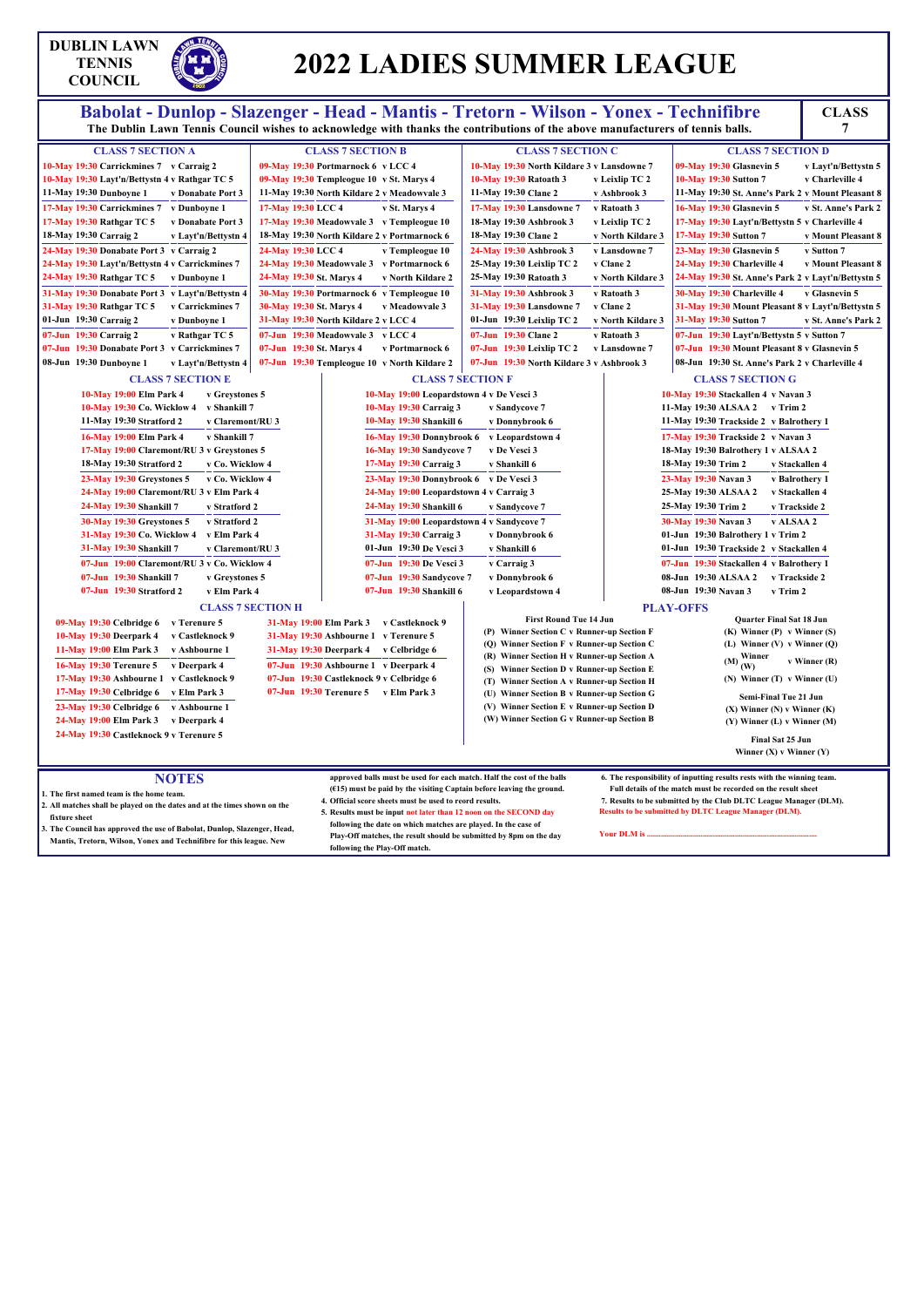DUBLIN LAWN TENNIS COUNCIL

# 2022 LADIES SUMMER LEAGUE

**Babolat - Dunlop - Slazenger - Head - Mantis - Tretorn - Wilson - Yonex - Technifibre**

The Dublin Lawn Tennis Council wishes to acknowledge with thanks the contributions of the above manufacturers of tennis balls.

**CLASS 7**

### CLASS 7 SECTION A

| | | |
|---|---|---|
| 10-May 19:30 | Carrickmines 7 | v Carraig 2 |
| 10-May 19:30 | Layt'n/Bettystn 4 | v Rathgar TC 5 |
| 11-May 19:30 | Dunboyne 1 | v Donabate Port 3 |
| 17-May 19:30 | Carrickmines 7 | v Dunboyne 1 |
| 17-May 19:30 | Rathgar TC 5 | v Donabate Port 3 |
| 18-May 19:30 | Carraig 2 | v Layt'n/Bettystn 4 |
| 24-May 19:30 | Donabate Port 3 | v Carraig 2 |
| 24-May 19:30 | Layt'n/Bettystn 4 | v Carrickmines 7 |
| 24-May 19:30 | Rathgar TC 5 | v Dunboyne 1 |
| 31-May 19:30 | Donabate Port 3 | v Layt'n/Bettystn 4 |
| 31-May 19:30 | Rathgar TC 5 | v Carrickmines 7 |
| 01-Jun 19:30 | Carraig 2 | v Dunboyne 1 |
| 07-Jun 19:30 | Carraig 2 | v Rathgar TC 5 |
| 07-Jun 19:30 | Donabate Port 3 | v Carrickmines 7 |
| 08-Jun 19:30 | Dunboyne 1 | v Layt'n/Bettystn 4 |

### CLASS 7 SECTION B

| | | |
|---|---|---|
| 09-May 19:30 | Portmarnock 6 | v LCC 4 |
| 09-May 19:30 | Templeogue 10 | v St. Marys 4 |
| 11-May 19:30 | North Kildare 2 | v Meadowvale 3 |
| 17-May 19:30 | LCC 4 | v St. Marys 4 |
| 17-May 19:30 | Meadowvale 3 | v Templeogue 10 |
| 18-May 19:30 | North Kildare 2 | v Portmarnock 6 |
| 24-May 19:30 | LCC 4 | v Templeogue 10 |
| 24-May 19:30 | Meadowvale 3 | v Portmarnock 6 |
| 24-May 19:30 | St. Marys 4 | v North Kildare 2 |
| 30-May 19:30 | Portmarnock 6 | v Templeogue 10 |
| 30-May 19:30 | St. Marys 4 | v Meadowvale 3 |
| 31-May 19:30 | North Kildare 2 | v LCC 4 |
| 07-Jun 19:30 | Meadowvale 3 | v LCC 4 |
| 07-Jun 19:30 | St. Marys 4 | v Portmarnock 6 |
| 07-Jun 19:30 | Templeogue 10 | v North Kildare 2 |

### CLASS 7 SECTION C

| | | |
|---|---|---|
| 10-May 19:30 | North Kildare 3 | v Lansdowne 7 |
| 10-May 19:30 | Ratoath 3 | v Leixlip TC 2 |
| 11-May 19:30 | Clane 2 | v Ashbrook 3 |
| 17-May 19:30 | Lansdowne 7 | v Ratoath 3 |
| 18-May 19:30 | Ashbrook 3 | v Leixlip TC 2 |
| 18-May 19:30 | Clane 2 | v North Kildare 3 |
| 24-May 19:30 | Ashbrook 3 | v Lansdowne 7 |
| 25-May 19:30 | Leixlip TC 2 | v Clane 2 |
| 25-May 19:30 | Ratoath 3 | v North Kildare 3 |
| 31-May 19:30 | Ashbrook 3 | v Ratoath 3 |
| 31-May 19:30 | Lansdowne 7 | v Clane 2 |
| 01-Jun 19:30 | Leixlip TC 2 | v North Kildare 3 |
| 07-Jun 19:30 | Clane 2 | v Ratoath 3 |
| 07-Jun 19:30 | Leixlip TC 2 | v Lansdowne 7 |
| 07-Jun 19:30 | North Kildare 3 | v Ashbrook 3 |

### CLASS 7 SECTION D

| | | |
|---|---|---|
| 09-May 19:30 | Glasnevin 5 | v Layt'n/Bettystn 5 |
| 10-May 19:30 | Sutton 7 | v Charleville 4 |
| 11-May 19:30 | St. Anne's Park 2 | v Mount Pleasant 8 |
| 16-May 19:30 | Glasnevin 5 | v St. Anne's Park 2 |
| 17-May 19:30 | Layt'n/Bettystn 5 | v Charleville 4 |
| 17-May 19:30 | Sutton 7 | v Mount Pleasant 8 |
| 23-May 19:30 | Glasnevin 5 | v Sutton 7 |
| 24-May 19:30 | Charleville 4 | v Mount Pleasant 8 |
| 24-May 19:30 | St. Anne's Park 2 | v Layt'n/Bettystn 5 |
| 30-May 19:30 | Charleville 4 | v Glasnevin 5 |
| 31-May 19:30 | Mount Pleasant 8 | v Layt'n/Bettystn 5 |
| 31-May 19:30 | Sutton 7 | v St. Anne's Park 2 |
| 07-Jun 19:30 | Layt'n/Bettystn 5 | v Sutton 7 |
| 07-Jun 19:30 | Mount Pleasant 8 | v Glasnevin 5 |
| 08-Jun 19:30 | St. Anne's Park 2 | v Charleville 4 |

### CLASS 7 SECTION E

| | | |
|---|---|---|
| 10-May 19:00 | Elm Park 4 | v Greystones 5 |
| 10-May 19:30 | Co. Wicklow 4 | v Shankill 7 |
| 11-May 19:30 | Stratford 2 | v Claremont/RU 3 |
| 16-May 19:00 | Elm Park 4 | v Shankill 7 |
| 17-May 19:00 | Claremont/RU 3 | v Greystones 5 |
| 18-May 19:30 | Stratford 2 | v Co. Wicklow 4 |
| 23-May 19:30 | Greystones 5 | v Co. Wicklow 4 |
| 24-May 19:00 | Claremont/RU 3 | v Elm Park 4 |
| 24-May 19:30 | Shankill 7 | v Stratford 2 |
| 30-May 19:30 | Greystones 5 | v Stratford 2 |
| 31-May 19:30 | Co. Wicklow 4 | v Elm Park 4 |
| 31-May 19:30 | Shankill 7 | v Claremont/RU 3 |
| 07-Jun 19:00 | Claremont/RU 3 | v Co. Wicklow 4 |
| 07-Jun 19:30 | Shankill 7 | v Greystones 5 |
| 07-Jun 19:30 | Stratford 2 | v Elm Park 4 |

### CLASS 7 SECTION F

| | | |
|---|---|---|
| 10-May 19:00 | Leopardstown 4 | v De Vesci 3 |
| 10-May 19:30 | Carraig 3 | v Sandycove 7 |
| 10-May 19:30 | Shankill 6 | v Donnybrook 6 |
| 16-May 19:30 | Donnybrook 6 | v Leopardstown 4 |
| 16-May 19:30 | Sandycove 7 | v De Vesci 3 |
| 17-May 19:30 | Carraig 3 | v Shankill 6 |
| 23-May 19:30 | Donnybrook 6 | v De Vesci 3 |
| 24-May 19:00 | Leopardstown 4 | v Carraig 3 |
| 24-May 19:30 | Shankill 6 | v Sandycove 7 |
| 31-May 19:00 | Leopardstown 4 | v Sandycove 7 |
| 31-May 19:30 | Carraig 3 | v Donnybrook 6 |
| 01-Jun 19:30 | De Vesci 3 | v Shankill 6 |
| 07-Jun 19:30 | De Vesci 3 | v Carraig 3 |
| 07-Jun 19:30 | Sandycove 7 | v Donnybrook 6 |
| 07-Jun 19:30 | Shankill 6 | v Leopardstown 4 |

### CLASS 7 SECTION G

| | | |
|---|---|---|
| 10-May 19:30 | Stackallen 4 | v Navan 3 |
| 11-May 19:30 | ALSAA 2 | v Trim 2 |
| 11-May 19:30 | Trackside 2 | v Balrothery 1 |
| 17-May 19:30 | Trackside 2 | v Navan 3 |
| 18-May 19:30 | Balrothery 1 | v ALSAA 2 |
| 18-May 19:30 | Trim 2 | v Stackallen 4 |
| 23-May 19:30 | Navan 3 | v Balrothery 1 |
| 25-May 19:30 | ALSAA 2 | v Stackallen 4 |
| 25-May 19:30 | Trim 2 | v Trackside 2 |
| 30-May 19:30 | Navan 3 | v ALSAA 2 |
| 01-Jun 19:30 | Balrothery 1 | v Trim 2 |
| 01-Jun 19:30 | Trackside 2 | v Stackallen 4 |
| 07-Jun 19:30 | Stackallen 4 | v Balrothery 1 |
| 08-Jun 19:30 | ALSAA 2 | v Trackside 2 |
| 08-Jun 19:30 | Navan 3 | v Trim 2 |

### CLASS 7 SECTION H

| | | |
|---|---|---|
| 09-May 19:30 | Celbridge 6 | v Terenure 5 |
| 10-May 19:30 | Deerpark 4 | v Castleknock 9 |
| 11-May 19:00 | Elm Park 3 | v Ashbourne 1 |
| 16-May 19:30 | Terenure 5 | v Deerpark 4 |
| 17-May 19:30 | Ashbourne 1 | v Castleknock 9 |
| 17-May 19:30 | Celbridge 6 | v Elm Park 3 |
| 23-May 19:30 | Celbridge 6 | v Ashbourne 1 |
| 24-May 19:00 | Elm Park 3 | v Deerpark 4 |
| 24-May 19:30 | Castleknock 9 | v Terenure 5 |
| 31-May 19:00 | Elm Park 3 | v Castleknock 9 |
| 31-May 19:30 | Ashbourne 1 | v Terenure 5 |
| 31-May 19:30 | Deerpark 4 | v Celbridge 6 |
| 07-Jun 19:30 | Ashbourne 1 | v Deerpark 4 |
| 07-Jun 19:30 | Castleknock 9 | v Celbridge 6 |
| 07-Jun 19:30 | Terenure 5 | v Elm Park 3 |

### PLAY-OFFS

**First Round Tue 14 Jun**

- (P) Winner Section C v Runner-up Section F
- (Q) Winner Section F v Runner-up Section C
- (R) Winner Section H v Runner-up Section A
- (S) Winner Section D v Runner-up Section E
- (T) Winner Section A v Runner-up Section H
- (U) Winner Section B v Runner-up Section G
- (V) Winner Section E v Runner-up Section D
- (W) Winner Section G v Runner-up Section B

**Quarter Final Sat 18 Jun**

- (K) Winner (P) v Winner (S)
- (L) Winner (V) v Winner (Q)
- (M) Winner (W) v Winner (R)
- (N) Winner (T) v Winner (U)

**Semi-Final Tue 21 Jun**

- (X) Winner (N) v Winner (K)
- (Y) Winner (L) v Winner (M)

**Final Sat 25 Jun**

Winner (X) v Winner (Y)

## NOTES

1. The first named team is the home team.
2. All matches shall be played on the dates and at the times shown on the fixture sheet
3. The Council has approved the use of Babolat, Dunlop, Slazenger, Head, Mantis, Tretorn, Wilson, Yonex and Technifibre for this league. New approved balls must be used for each match. Half the cost of the balls (€15) must be paid by the visiting Captain before leaving the ground.
4. Official score sheets must be used to reord results.
5. Results must be input not later than 12 noon on the SECOND day following the date on which matches are played. In the case of Play-Off matches, the result should be submitted by 8pm on the day following the Play-Off match.
6. The responsibility of inputting results rests with the winning team. Full details of the match must be recorded on the result sheet
7. Results to be submitted by the Club DLTC League Manager (DLM). Results to be submitted by DLTC League Manager (DLM).

Your DLM is .............................................................................